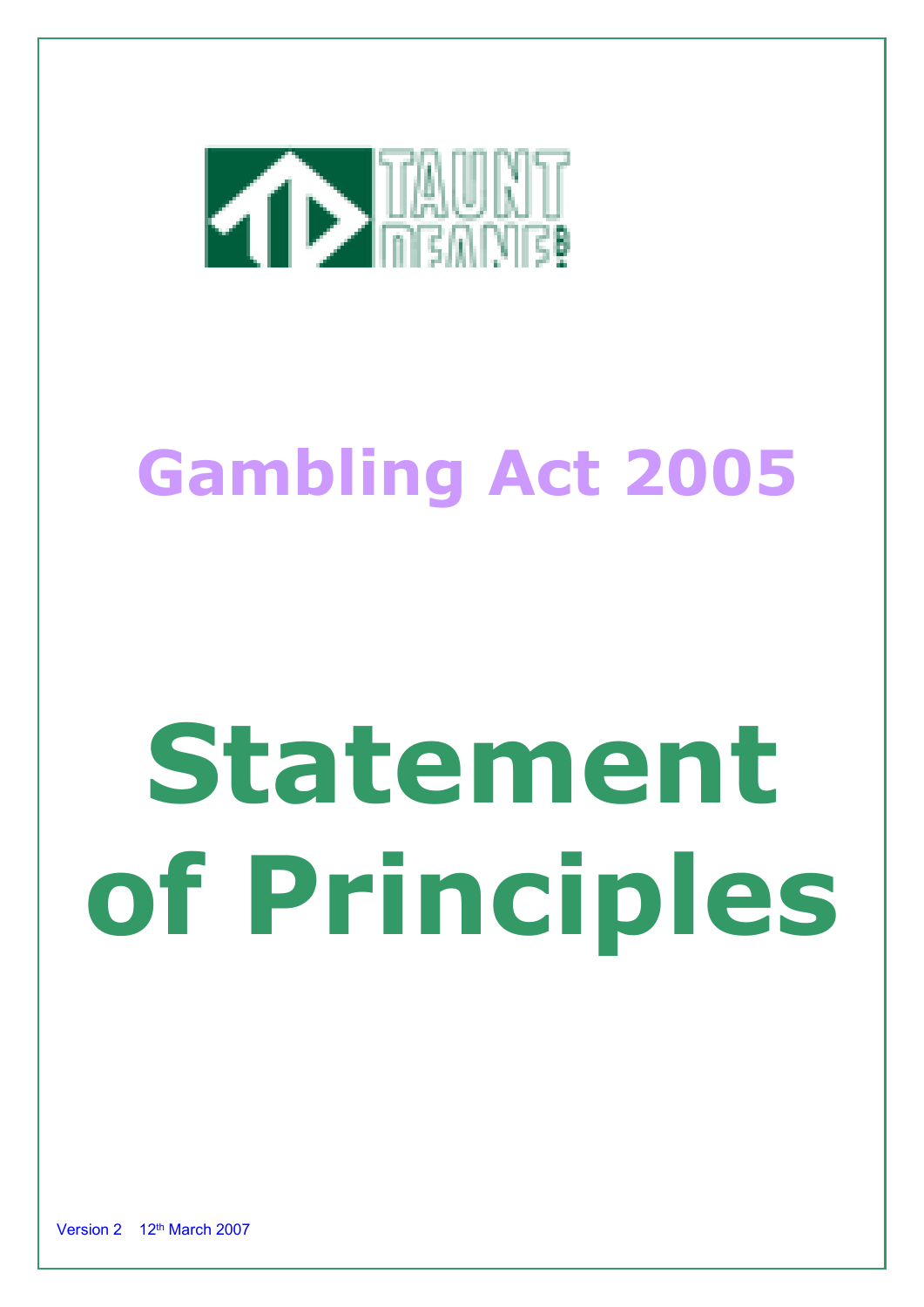TAUNTON DEANE

# Gambling Act 2005

# Statement of Principles

Version 2 12th March 2007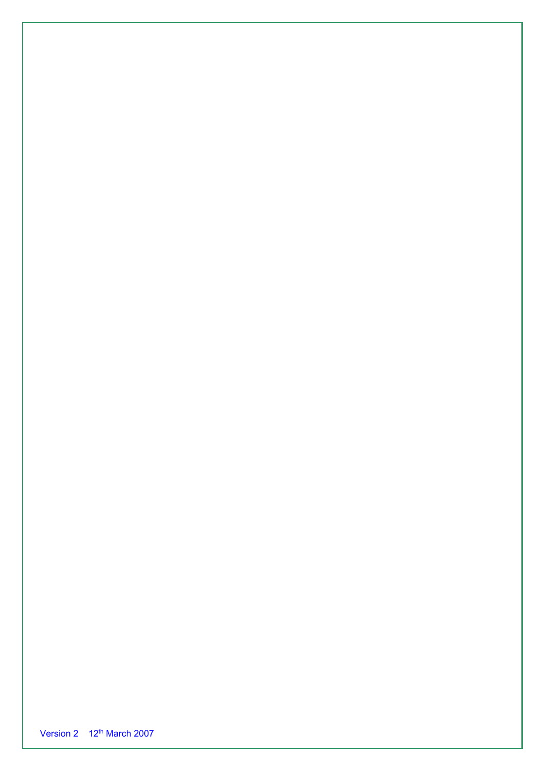Version 2 12th March 2007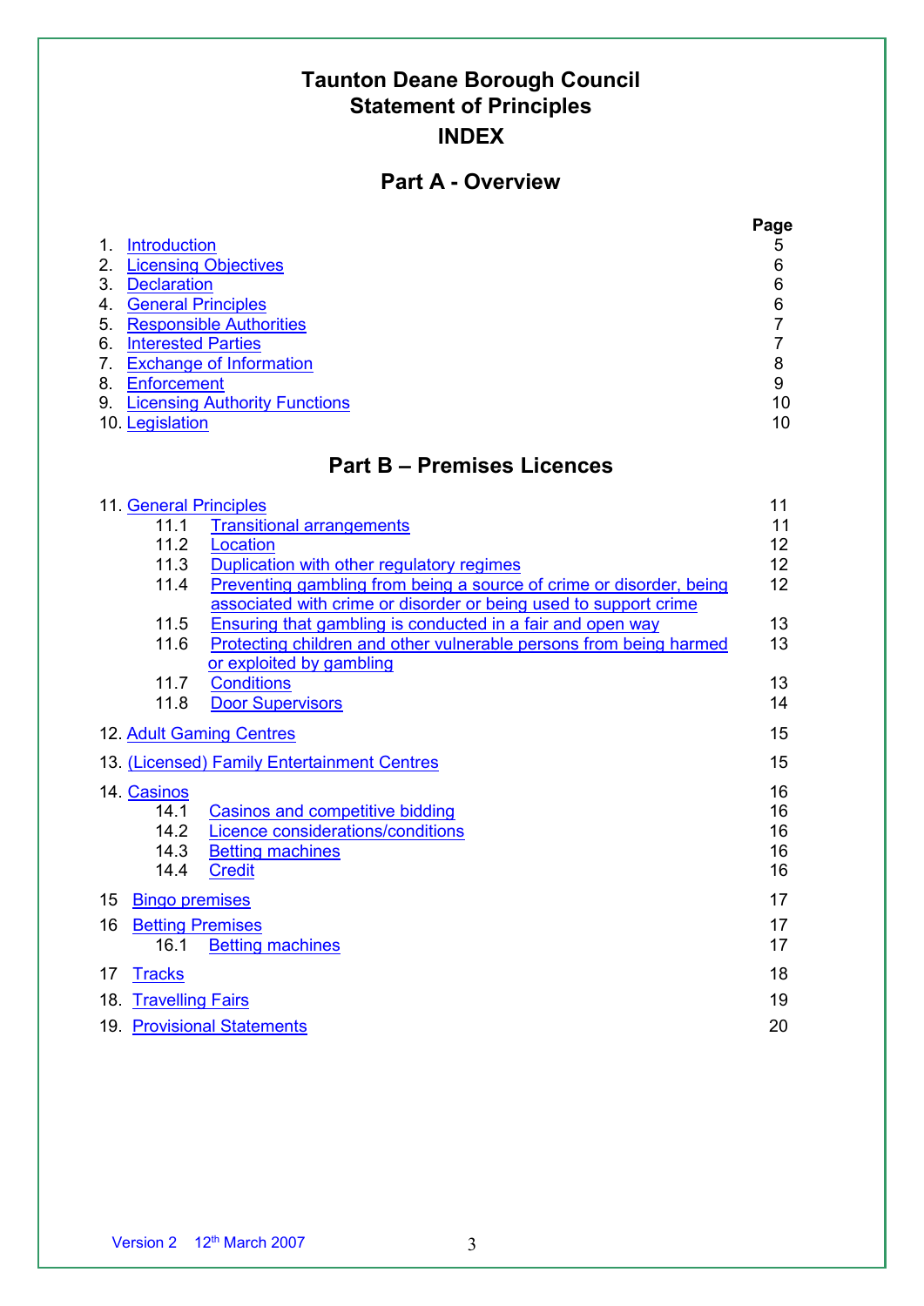# Taunton Deane Borough Council
# Statement of Principles
# INDEX

## Part A - Overview

| | | Page |
|---|---|---|
| 1. | Introduction | 5 |
| 2. | Licensing Objectives | 6 |
| 3. | Declaration | 6 |
| 4. | General Principles | 6 |
| 5. | Responsible Authorities | 7 |
| 6. | Interested Parties | 7 |
| 7. | Exchange of Information | 8 |
| 8. | Enforcement | 9 |
| 9. | Licensing Authority Functions | 10 |
| 10. | Legislation | 10 |

## Part B – Premises Licences

| | | Page |
|---|---|---|
| 11. | General Principles | 11 |
| 11.1 | Transitional arrangements | 11 |
| 11.2 | Location | 12 |
| 11.3 | Duplication with other regulatory regimes | 12 |
| 11.4 | Preventing gambling from being a source of crime or disorder, being associated with crime or disorder or being used to support crime | 12 |
| 11.5 | Ensuring that gambling is conducted in a fair and open way | 13 |
| 11.6 | Protecting children and other vulnerable persons from being harmed or exploited by gambling | 13 |
| 11.7 | Conditions | 13 |
| 11.8 | Door Supervisors | 14 |
| 12. | Adult Gaming Centres | 15 |
| 13. | (Licensed) Family Entertainment Centres | 15 |
| 14. | Casinos | 16 |
| 14.1 | Casinos and competitive bidding | 16 |
| 14.2 | Licence considerations/conditions | 16 |
| 14.3 | Betting machines | 16 |
| 14.4 | Credit | 16 |
| 15 | Bingo premises | 17 |
| 16 | Betting Premises | 17 |
| 16.1 | Betting machines | 17 |
| 17 | Tracks | 18 |
| 18. | Travelling Fairs | 19 |
| 19. | Provisional Statements | 20 |

Version 2 12th March 2007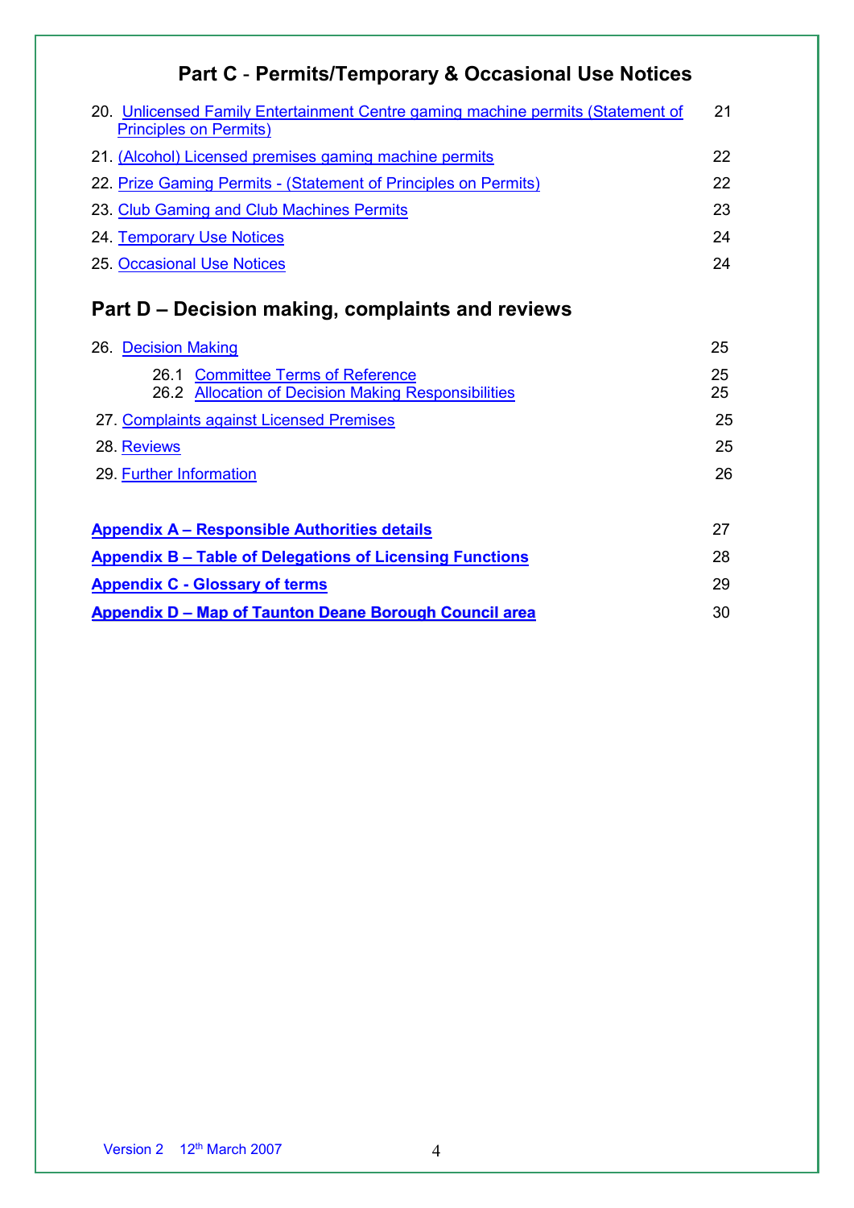## Part C - Permits/Temporary & Occasional Use Notices

| | |
|---|---|
| 20. Unlicensed Family Entertainment Centre gaming machine permits (Statement of Principles on Permits) | 21 |
| 21. (Alcohol) Licensed premises gaming machine permits | 22 |
| 22. Prize Gaming Permits - (Statement of Principles on Permits) | 22 |
| 23. Club Gaming and Club Machines Permits | 23 |
| 24. Temporary Use Notices | 24 |
| 25. Occasional Use Notices | 24 |

## Part D – Decision making, complaints and reviews

| | |
|---|---|
| 26. Decision Making | 25 |
| 26.1 Committee Terms of Reference | 25 |
| 26.2 Allocation of Decision Making Responsibilities | 25 |
| 27. Complaints against Licensed Premises | 25 |
| 28. Reviews | 25 |
| 29. Further Information | 26 |

| | |
|---|---|
| **Appendix A – Responsible Authorities details** | 27 |
| **Appendix B – Table of Delegations of Licensing Functions** | 28 |
| **Appendix C - Glossary of terms** | 29 |
| **Appendix D – Map of Taunton Deane Borough Council area** | 30 |

Version 2 12th March 2007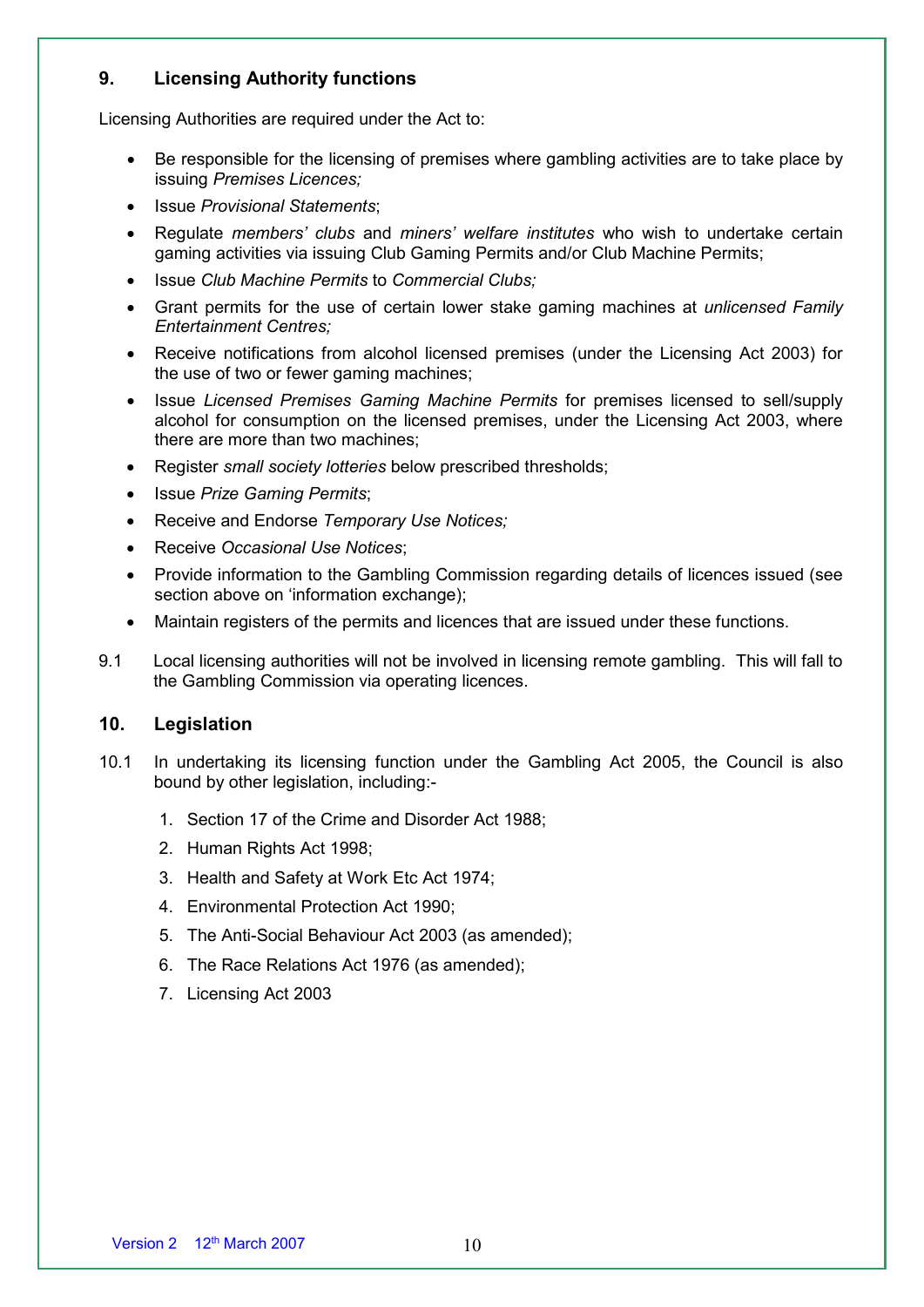## 9. Licensing Authority functions

Licensing Authorities are required under the Act to:

- Be responsible for the licensing of premises where gambling activities are to take place by issuing *Premises Licences;*
- Issue *Provisional Statements*;
- Regulate *members' clubs* and *miners' welfare institutes* who wish to undertake certain gaming activities via issuing Club Gaming Permits and/or Club Machine Permits;
- Issue *Club Machine Permits* to *Commercial Clubs;*
- Grant permits for the use of certain lower stake gaming machines at *unlicensed Family Entertainment Centres;*
- Receive notifications from alcohol licensed premises (under the Licensing Act 2003) for the use of two or fewer gaming machines;
- Issue *Licensed Premises Gaming Machine Permits* for premises licensed to sell/supply alcohol for consumption on the licensed premises, under the Licensing Act 2003, where there are more than two machines;
- Register *small society lotteries* below prescribed thresholds;
- Issue *Prize Gaming Permits*;
- Receive and Endorse *Temporary Use Notices;*
- Receive *Occasional Use Notices*;
- Provide information to the Gambling Commission regarding details of licences issued (see section above on 'information exchange);
- Maintain registers of the permits and licences that are issued under these functions.

9.1 Local licensing authorities will not be involved in licensing remote gambling. This will fall to the Gambling Commission via operating licences.

## 10. Legislation

10.1 In undertaking its licensing function under the Gambling Act 2005, the Council is also bound by other legislation, including:-

1. Section 17 of the Crime and Disorder Act 1988;
2. Human Rights Act 1998;
3. Health and Safety at Work Etc Act 1974;
4. Environmental Protection Act 1990;
5. The Anti-Social Behaviour Act 2003 (as amended);
6. The Race Relations Act 1976 (as amended);
7. Licensing Act 2003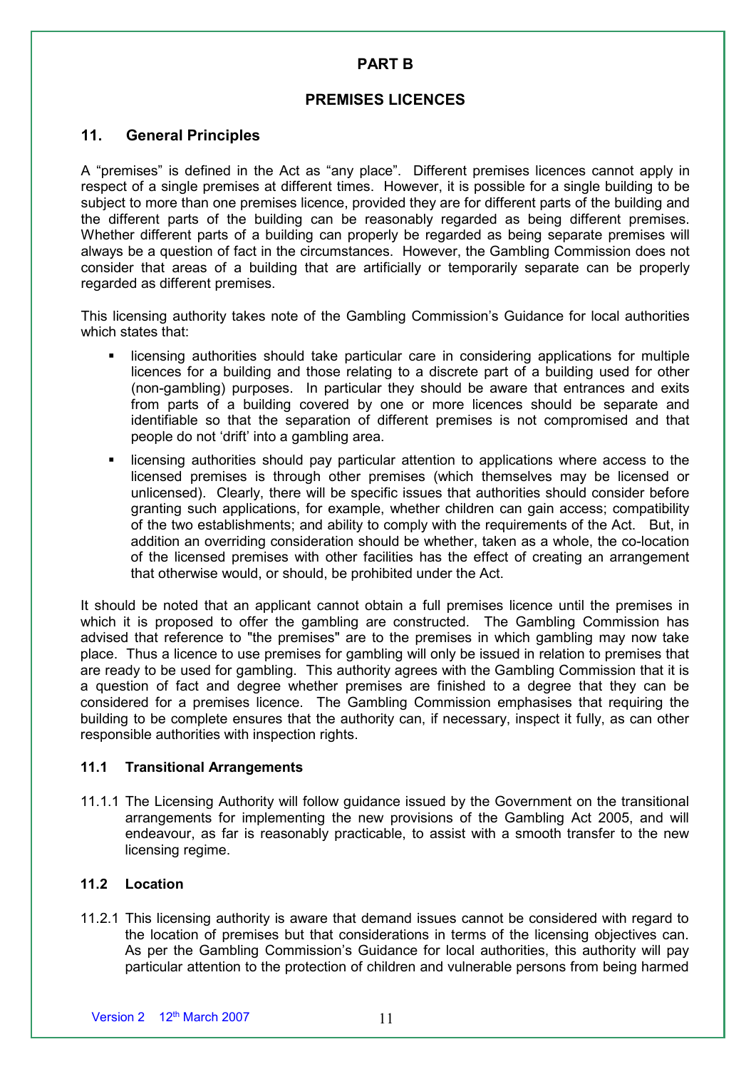# PART B

# PREMISES LICENCES

## 11. General Principles

A “premises” is defined in the Act as “any place”. Different premises licences cannot apply in respect of a single premises at different times. However, it is possible for a single building to be subject to more than one premises licence, provided they are for different parts of the building and the different parts of the building can be reasonably regarded as being different premises. Whether different parts of a building can properly be regarded as being separate premises will always be a question of fact in the circumstances. However, the Gambling Commission does not consider that areas of a building that are artificially or temporarily separate can be properly regarded as different premises.

This licensing authority takes note of the Gambling Commission’s Guidance for local authorities which states that:

- licensing authorities should take particular care in considering applications for multiple licences for a building and those relating to a discrete part of a building used for other (non-gambling) purposes. In particular they should be aware that entrances and exits from parts of a building covered by one or more licences should be separate and identifiable so that the separation of different premises is not compromised and that people do not ‘drift’ into a gambling area.
- licensing authorities should pay particular attention to applications where access to the licensed premises is through other premises (which themselves may be licensed or unlicensed). Clearly, there will be specific issues that authorities should consider before granting such applications, for example, whether children can gain access; compatibility of the two establishments; and ability to comply with the requirements of the Act. But, in addition an overriding consideration should be whether, taken as a whole, the co-location of the licensed premises with other facilities has the effect of creating an arrangement that otherwise would, or should, be prohibited under the Act.

It should be noted that an applicant cannot obtain a full premises licence until the premises in which it is proposed to offer the gambling are constructed. The Gambling Commission has advised that reference to "the premises" are to the premises in which gambling may now take place. Thus a licence to use premises for gambling will only be issued in relation to premises that are ready to be used for gambling. This authority agrees with the Gambling Commission that it is a question of fact and degree whether premises are finished to a degree that they can be considered for a premises licence. The Gambling Commission emphasises that requiring the building to be complete ensures that the authority can, if necessary, inspect it fully, as can other responsible authorities with inspection rights.

### 11.1 Transitional Arrangements

11.1.1 The Licensing Authority will follow guidance issued by the Government on the transitional arrangements for implementing the new provisions of the Gambling Act 2005, and will endeavour, as far is reasonably practicable, to assist with a smooth transfer to the new licensing regime.

### 11.2 Location

11.2.1 This licensing authority is aware that demand issues cannot be considered with regard to the location of premises but that considerations in terms of the licensing objectives can. As per the Gambling Commission’s Guidance for local authorities, this authority will pay particular attention to the protection of children and vulnerable persons from being harmed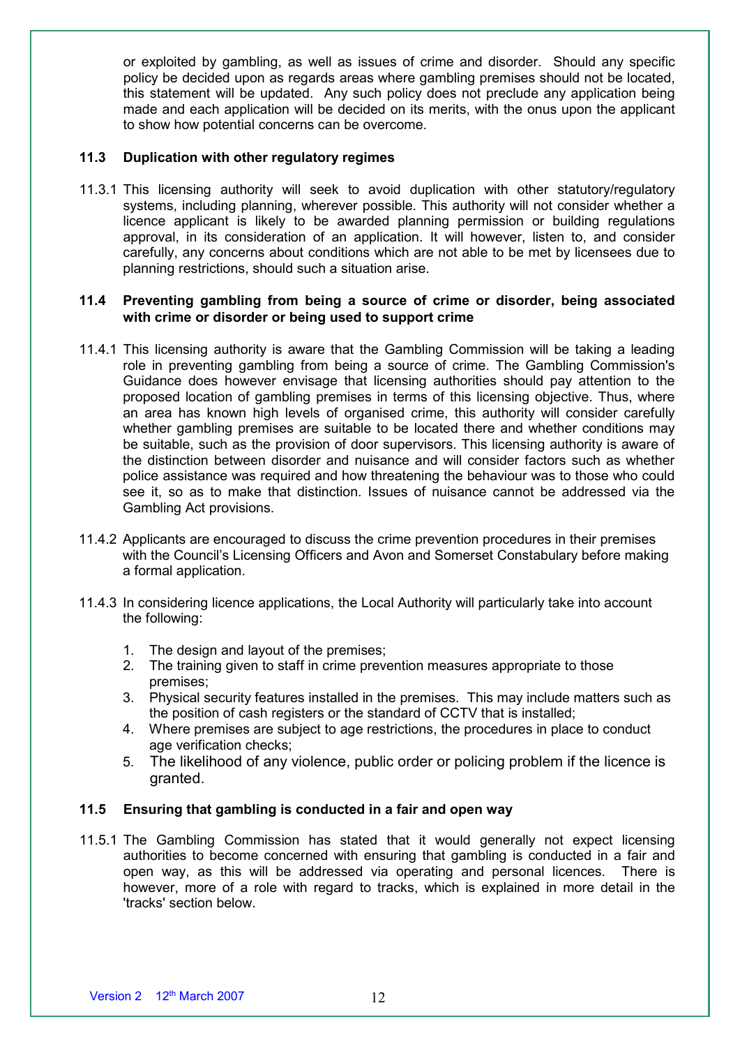or exploited by gambling, as well as issues of crime and disorder. Should any specific policy be decided upon as regards areas where gambling premises should not be located, this statement will be updated. Any such policy does not preclude any application being made and each application will be decided on its merits, with the onus upon the applicant to show how potential concerns can be overcome.

### 11.3 Duplication with other regulatory regimes

11.3.1 This licensing authority will seek to avoid duplication with other statutory/regulatory systems, including planning, wherever possible. This authority will not consider whether a licence applicant is likely to be awarded planning permission or building regulations approval, in its consideration of an application. It will however, listen to, and consider carefully, any concerns about conditions which are not able to be met by licensees due to planning restrictions, should such a situation arise.

### 11.4 Preventing gambling from being a source of crime or disorder, being associated with crime or disorder or being used to support crime

11.4.1 This licensing authority is aware that the Gambling Commission will be taking a leading role in preventing gambling from being a source of crime. The Gambling Commission's Guidance does however envisage that licensing authorities should pay attention to the proposed location of gambling premises in terms of this licensing objective. Thus, where an area has known high levels of organised crime, this authority will consider carefully whether gambling premises are suitable to be located there and whether conditions may be suitable, such as the provision of door supervisors. This licensing authority is aware of the distinction between disorder and nuisance and will consider factors such as whether police assistance was required and how threatening the behaviour was to those who could see it, so as to make that distinction. Issues of nuisance cannot be addressed via the Gambling Act provisions.

11.4.2 Applicants are encouraged to discuss the crime prevention procedures in their premises with the Council's Licensing Officers and Avon and Somerset Constabulary before making a formal application.

11.4.3 In considering licence applications, the Local Authority will particularly take into account the following:

1. The design and layout of the premises;
2. The training given to staff in crime prevention measures appropriate to those premises;
3. Physical security features installed in the premises. This may include matters such as the position of cash registers or the standard of CCTV that is installed;
4. Where premises are subject to age restrictions, the procedures in place to conduct age verification checks;
5. The likelihood of any violence, public order or policing problem if the licence is granted.

### 11.5 Ensuring that gambling is conducted in a fair and open way

11.5.1 The Gambling Commission has stated that it would generally not expect licensing authorities to become concerned with ensuring that gambling is conducted in a fair and open way, as this will be addressed via operating and personal licences. There is however, more of a role with regard to tracks, which is explained in more detail in the 'tracks' section below.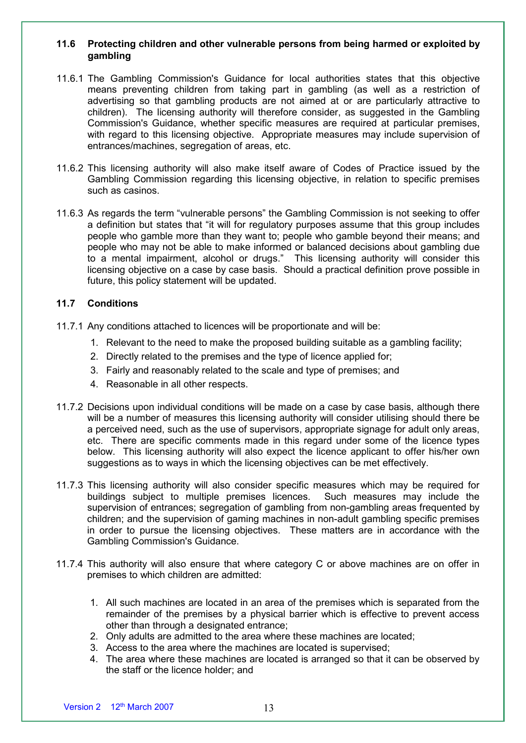### 11.6 Protecting children and other vulnerable persons from being harmed or exploited by gambling

11.6.1 The Gambling Commission's Guidance for local authorities states that this objective means preventing children from taking part in gambling (as well as a restriction of advertising so that gambling products are not aimed at or are particularly attractive to children). The licensing authority will therefore consider, as suggested in the Gambling Commission's Guidance, whether specific measures are required at particular premises, with regard to this licensing objective. Appropriate measures may include supervision of entrances/machines, segregation of areas, etc.

11.6.2 This licensing authority will also make itself aware of Codes of Practice issued by the Gambling Commission regarding this licensing objective, in relation to specific premises such as casinos.

11.6.3 As regards the term "vulnerable persons" the Gambling Commission is not seeking to offer a definition but states that "it will for regulatory purposes assume that this group includes people who gamble more than they want to; people who gamble beyond their means; and people who may not be able to make informed or balanced decisions about gambling due to a mental impairment, alcohol or drugs." This licensing authority will consider this licensing objective on a case by case basis. Should a practical definition prove possible in future, this policy statement will be updated.

### 11.7 Conditions

11.7.1 Any conditions attached to licences will be proportionate and will be:

1. Relevant to the need to make the proposed building suitable as a gambling facility;
2. Directly related to the premises and the type of licence applied for;
3. Fairly and reasonably related to the scale and type of premises; and
4. Reasonable in all other respects.

11.7.2 Decisions upon individual conditions will be made on a case by case basis, although there will be a number of measures this licensing authority will consider utilising should there be a perceived need, such as the use of supervisors, appropriate signage for adult only areas, etc. There are specific comments made in this regard under some of the licence types below. This licensing authority will also expect the licence applicant to offer his/her own suggestions as to ways in which the licensing objectives can be met effectively.

11.7.3 This licensing authority will also consider specific measures which may be required for buildings subject to multiple premises licences. Such measures may include the supervision of entrances; segregation of gambling from non-gambling areas frequented by children; and the supervision of gaming machines in non-adult gambling specific premises in order to pursue the licensing objectives. These matters are in accordance with the Gambling Commission's Guidance.

11.7.4 This authority will also ensure that where category C or above machines are on offer in premises to which children are admitted:

1. All such machines are located in an area of the premises which is separated from the remainder of the premises by a physical barrier which is effective to prevent access other than through a designated entrance;
2. Only adults are admitted to the area where these machines are located;
3. Access to the area where the machines are located is supervised;
4. The area where these machines are located is arranged so that it can be observed by the staff or the licence holder; and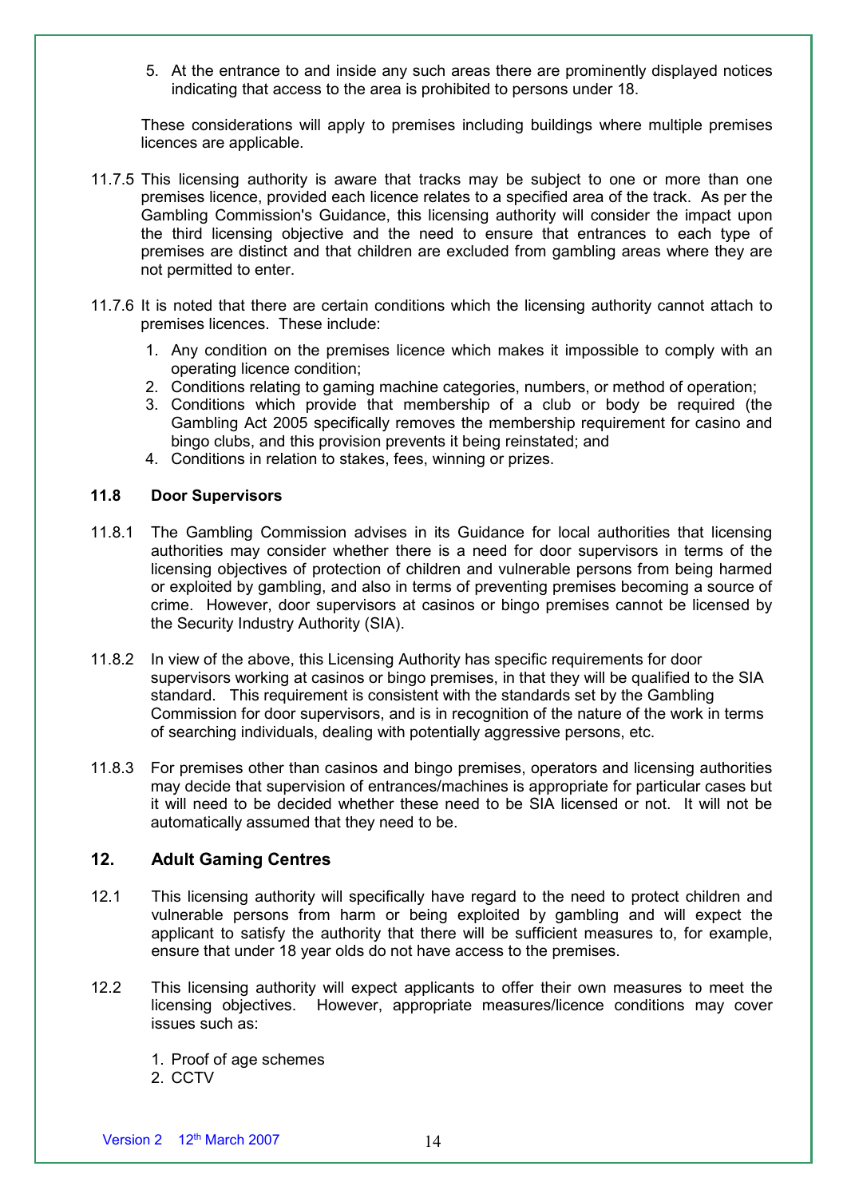5. At the entrance to and inside any such areas there are prominently displayed notices indicating that access to the area is prohibited to persons under 18.

These considerations will apply to premises including buildings where multiple premises licences are applicable.

11.7.5 This licensing authority is aware that tracks may be subject to one or more than one premises licence, provided each licence relates to a specified area of the track. As per the Gambling Commission's Guidance, this licensing authority will consider the impact upon the third licensing objective and the need to ensure that entrances to each type of premises are distinct and that children are excluded from gambling areas where they are not permitted to enter.

11.7.6 It is noted that there are certain conditions which the licensing authority cannot attach to premises licences. These include:

1. Any condition on the premises licence which makes it impossible to comply with an operating licence condition;
2. Conditions relating to gaming machine categories, numbers, or method of operation;
3. Conditions which provide that membership of a club or body be required (the Gambling Act 2005 specifically removes the membership requirement for casino and bingo clubs, and this provision prevents it being reinstated; and
4. Conditions in relation to stakes, fees, winning or prizes.

**11.8 Door Supervisors**

11.8.1 The Gambling Commission advises in its Guidance for local authorities that licensing authorities may consider whether there is a need for door supervisors in terms of the licensing objectives of protection of children and vulnerable persons from being harmed or exploited by gambling, and also in terms of preventing premises becoming a source of crime. However, door supervisors at casinos or bingo premises cannot be licensed by the Security Industry Authority (SIA).

11.8.2 In view of the above, this Licensing Authority has specific requirements for door supervisors working at casinos or bingo premises, in that they will be qualified to the SIA standard. This requirement is consistent with the standards set by the Gambling Commission for door supervisors, and is in recognition of the nature of the work in terms of searching individuals, dealing with potentially aggressive persons, etc.

11.8.3 For premises other than casinos and bingo premises, operators and licensing authorities may decide that supervision of entrances/machines is appropriate for particular cases but it will need to be decided whether these need to be SIA licensed or not. It will not be automatically assumed that they need to be.

## 12. Adult Gaming Centres

12.1 This licensing authority will specifically have regard to the need to protect children and vulnerable persons from harm or being exploited by gambling and will expect the applicant to satisfy the authority that there will be sufficient measures to, for example, ensure that under 18 year olds do not have access to the premises.

12.2 This licensing authority will expect applicants to offer their own measures to meet the licensing objectives. However, appropriate measures/licence conditions may cover issues such as:

1. Proof of age schemes
2. CCTV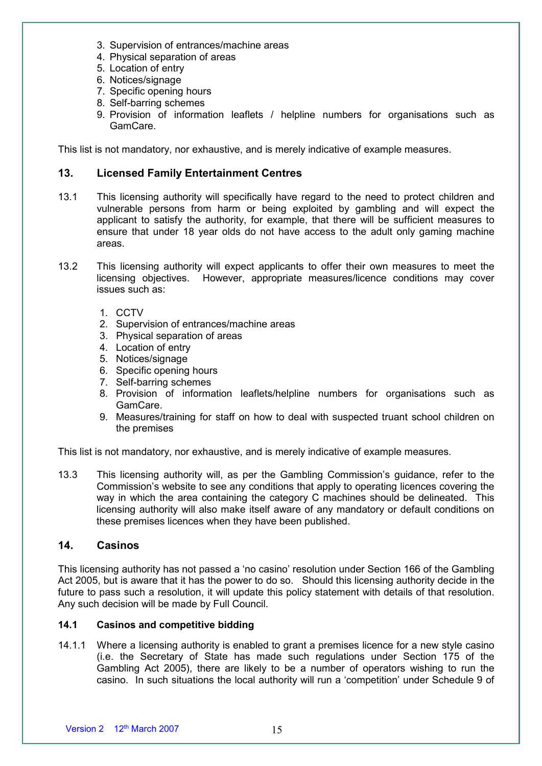3. Supervision of entrances/machine areas
4. Physical separation of areas
5. Location of entry
6. Notices/signage
7. Specific opening hours
8. Self-barring schemes
9. Provision of information leaflets / helpline numbers for organisations such as GamCare.

This list is not mandatory, nor exhaustive, and is merely indicative of example measures.

## 13. Licensed Family Entertainment Centres

13.1 This licensing authority will specifically have regard to the need to protect children and vulnerable persons from harm or being exploited by gambling and will expect the applicant to satisfy the authority, for example, that there will be sufficient measures to ensure that under 18 year olds do not have access to the adult only gaming machine areas.

13.2 This licensing authority will expect applicants to offer their own measures to meet the licensing objectives. However, appropriate measures/licence conditions may cover issues such as:

1. CCTV
2. Supervision of entrances/machine areas
3. Physical separation of areas
4. Location of entry
5. Notices/signage
6. Specific opening hours
7. Self-barring schemes
8. Provision of information leaflets/helpline numbers for organisations such as GamCare.
9. Measures/training for staff on how to deal with suspected truant school children on the premises

This list is not mandatory, nor exhaustive, and is merely indicative of example measures.

13.3 This licensing authority will, as per the Gambling Commission's guidance, refer to the Commission's website to see any conditions that apply to operating licences covering the way in which the area containing the category C machines should be delineated. This licensing authority will also make itself aware of any mandatory or default conditions on these premises licences when they have been published.

## 14. Casinos

This licensing authority has not passed a 'no casino' resolution under Section 166 of the Gambling Act 2005, but is aware that it has the power to do so. Should this licensing authority decide in the future to pass such a resolution, it will update this policy statement with details of that resolution. Any such decision will be made by Full Council.

### 14.1 Casinos and competitive bidding

14.1.1 Where a licensing authority is enabled to grant a premises licence for a new style casino (i.e. the Secretary of State has made such regulations under Section 175 of the Gambling Act 2005), there are likely to be a number of operators wishing to run the casino. In such situations the local authority will run a 'competition' under Schedule 9 of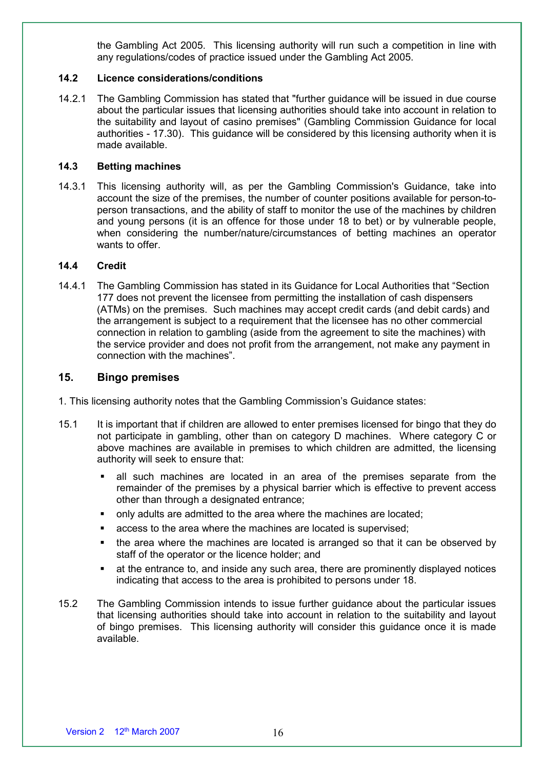the Gambling Act 2005. This licensing authority will run such a competition in line with any regulations/codes of practice issued under the Gambling Act 2005.

### 14.2 Licence considerations/conditions

14.2.1 The Gambling Commission has stated that "further guidance will be issued in due course about the particular issues that licensing authorities should take into account in relation to the suitability and layout of casino premises" (Gambling Commission Guidance for local authorities - 17.30). This guidance will be considered by this licensing authority when it is made available.

### 14.3 Betting machines

14.3.1 This licensing authority will, as per the Gambling Commission's Guidance, take into account the size of the premises, the number of counter positions available for person-to-person transactions, and the ability of staff to monitor the use of the machines by children and young persons (it is an offence for those under 18 to bet) or by vulnerable people, when considering the number/nature/circumstances of betting machines an operator wants to offer.

### 14.4 Credit

14.4.1 The Gambling Commission has stated in its Guidance for Local Authorities that "Section 177 does not prevent the licensee from permitting the installation of cash dispensers (ATMs) on the premises. Such machines may accept credit cards (and debit cards) and the arrangement is subject to a requirement that the licensee has no other commercial connection in relation to gambling (aside from the agreement to site the machines) with the service provider and does not profit from the arrangement, not make any payment in connection with the machines".

## 15. Bingo premises

1. This licensing authority notes that the Gambling Commission's Guidance states:

15.1 It is important that if children are allowed to enter premises licensed for bingo that they do not participate in gambling, other than on category D machines. Where category C or above machines are available in premises to which children are admitted, the licensing authority will seek to ensure that:

- all such machines are located in an area of the premises separate from the remainder of the premises by a physical barrier which is effective to prevent access other than through a designated entrance;
- only adults are admitted to the area where the machines are located;
- access to the area where the machines are located is supervised;
- the area where the machines are located is arranged so that it can be observed by staff of the operator or the licence holder; and
- at the entrance to, and inside any such area, there are prominently displayed notices indicating that access to the area is prohibited to persons under 18.

15.2 The Gambling Commission intends to issue further guidance about the particular issues that licensing authorities should take into account in relation to the suitability and layout of bingo premises. This licensing authority will consider this guidance once it is made available.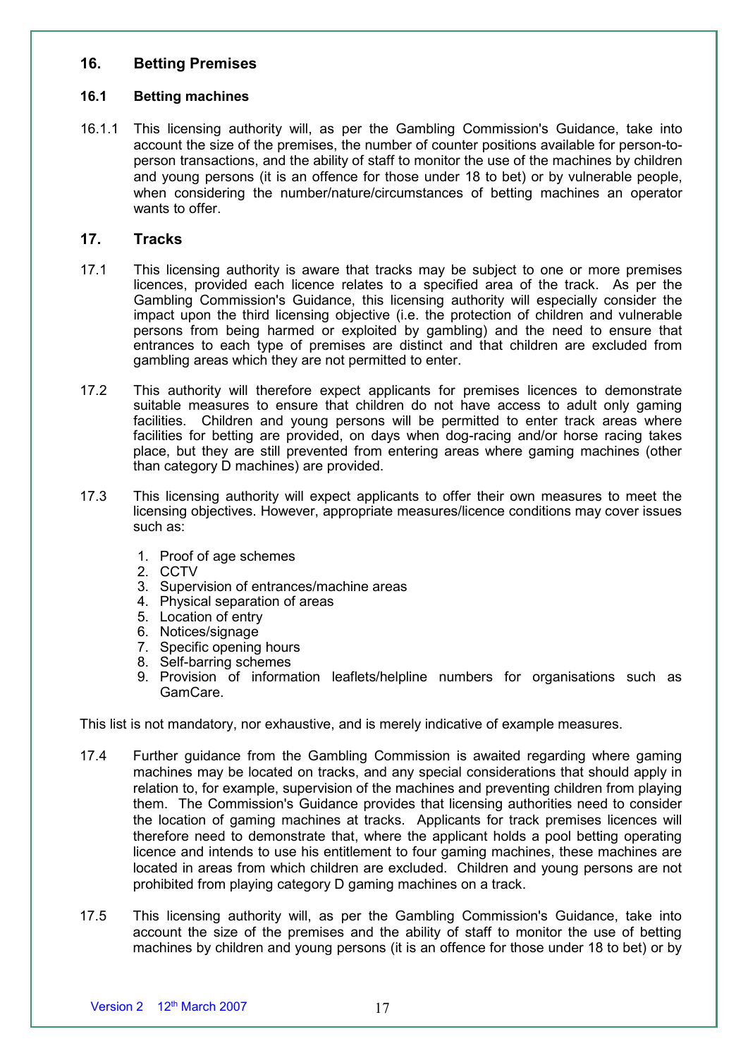## 16. Betting Premises

### 16.1 Betting machines

16.1.1 This licensing authority will, as per the Gambling Commission's Guidance, take into account the size of the premises, the number of counter positions available for person-to-person transactions, and the ability of staff to monitor the use of the machines by children and young persons (it is an offence for those under 18 to bet) or by vulnerable people, when considering the number/nature/circumstances of betting machines an operator wants to offer.

## 17. Tracks

17.1 This licensing authority is aware that tracks may be subject to one or more premises licences, provided each licence relates to a specified area of the track. As per the Gambling Commission's Guidance, this licensing authority will especially consider the impact upon the third licensing objective (i.e. the protection of children and vulnerable persons from being harmed or exploited by gambling) and the need to ensure that entrances to each type of premises are distinct and that children are excluded from gambling areas which they are not permitted to enter.

17.2 This authority will therefore expect applicants for premises licences to demonstrate suitable measures to ensure that children do not have access to adult only gaming facilities. Children and young persons will be permitted to enter track areas where facilities for betting are provided, on days when dog-racing and/or horse racing takes place, but they are still prevented from entering areas where gaming machines (other than category D machines) are provided.

17.3 This licensing authority will expect applicants to offer their own measures to meet the licensing objectives. However, appropriate measures/licence conditions may cover issues such as:

1. Proof of age schemes
2. CCTV
3. Supervision of entrances/machine areas
4. Physical separation of areas
5. Location of entry
6. Notices/signage
7. Specific opening hours
8. Self-barring schemes
9. Provision of information leaflets/helpline numbers for organisations such as GamCare.

This list is not mandatory, nor exhaustive, and is merely indicative of example measures.

17.4 Further guidance from the Gambling Commission is awaited regarding where gaming machines may be located on tracks, and any special considerations that should apply in relation to, for example, supervision of the machines and preventing children from playing them. The Commission's Guidance provides that licensing authorities need to consider the location of gaming machines at tracks. Applicants for track premises licences will therefore need to demonstrate that, where the applicant holds a pool betting operating licence and intends to use his entitlement to four gaming machines, these machines are located in areas from which children are excluded. Children and young persons are not prohibited from playing category D gaming machines on a track.

17.5 This licensing authority will, as per the Gambling Commission's Guidance, take into account the size of the premises and the ability of staff to monitor the use of betting machines by children and young persons (it is an offence for those under 18 to bet) or by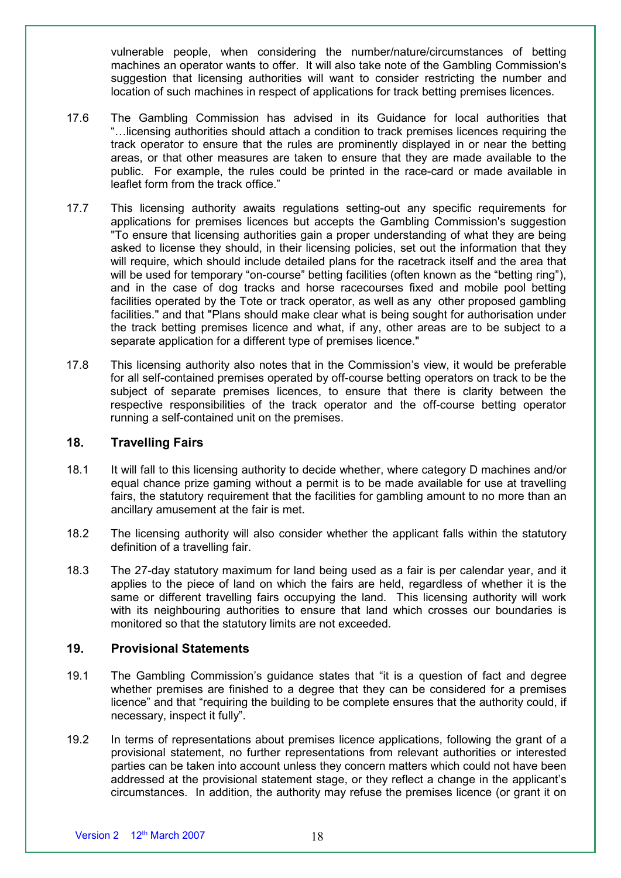vulnerable people, when considering the number/nature/circumstances of betting machines an operator wants to offer. It will also take note of the Gambling Commission's suggestion that licensing authorities will want to consider restricting the number and location of such machines in respect of applications for track betting premises licences.

17.6 The Gambling Commission has advised in its Guidance for local authorities that "…licensing authorities should attach a condition to track premises licences requiring the track operator to ensure that the rules are prominently displayed in or near the betting areas, or that other measures are taken to ensure that they are made available to the public. For example, the rules could be printed in the race-card or made available in leaflet form from the track office."

17.7 This licensing authority awaits regulations setting-out any specific requirements for applications for premises licences but accepts the Gambling Commission's suggestion "To ensure that licensing authorities gain a proper understanding of what they are being asked to license they should, in their licensing policies, set out the information that they will require, which should include detailed plans for the racetrack itself and the area that will be used for temporary "on-course" betting facilities (often known as the "betting ring"), and in the case of dog tracks and horse racecourses fixed and mobile pool betting facilities operated by the Tote or track operator, as well as any other proposed gambling facilities." and that "Plans should make clear what is being sought for authorisation under the track betting premises licence and what, if any, other areas are to be subject to a separate application for a different type of premises licence."

17.8 This licensing authority also notes that in the Commission's view, it would be preferable for all self-contained premises operated by off-course betting operators on track to be the subject of separate premises licences, to ensure that there is clarity between the respective responsibilities of the track operator and the off-course betting operator running a self-contained unit on the premises.

## 18. Travelling Fairs

18.1 It will fall to this licensing authority to decide whether, where category D machines and/or equal chance prize gaming without a permit is to be made available for use at travelling fairs, the statutory requirement that the facilities for gambling amount to no more than an ancillary amusement at the fair is met.

18.2 The licensing authority will also consider whether the applicant falls within the statutory definition of a travelling fair.

18.3 The 27-day statutory maximum for land being used as a fair is per calendar year, and it applies to the piece of land on which the fairs are held, regardless of whether it is the same or different travelling fairs occupying the land. This licensing authority will work with its neighbouring authorities to ensure that land which crosses our boundaries is monitored so that the statutory limits are not exceeded.

## 19. Provisional Statements

19.1 The Gambling Commission's guidance states that "it is a question of fact and degree whether premises are finished to a degree that they can be considered for a premises licence" and that "requiring the building to be complete ensures that the authority could, if necessary, inspect it fully".

19.2 In terms of representations about premises licence applications, following the grant of a provisional statement, no further representations from relevant authorities or interested parties can be taken into account unless they concern matters which could not have been addressed at the provisional statement stage, or they reflect a change in the applicant's circumstances. In addition, the authority may refuse the premises licence (or grant it on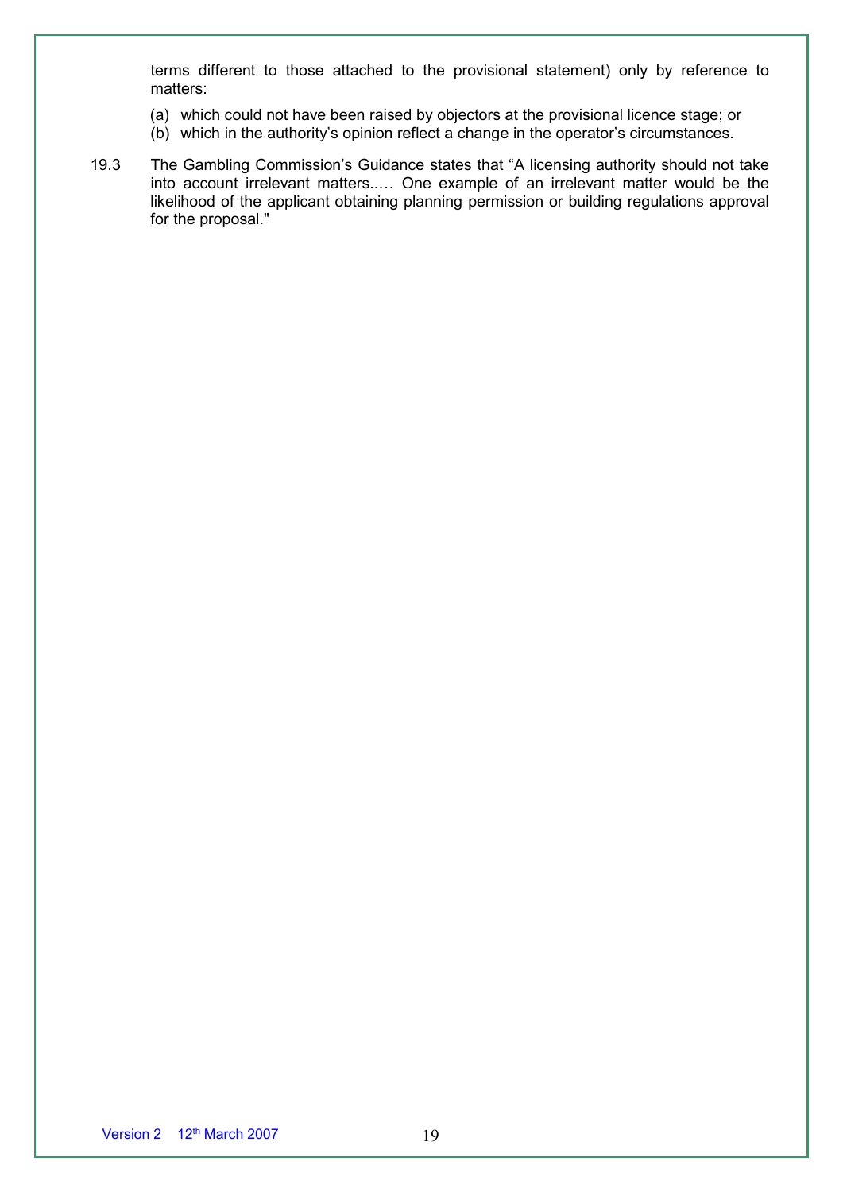terms different to those attached to the provisional statement) only by reference to matters:

(a) which could not have been raised by objectors at the provisional licence stage; or
(b) which in the authority's opinion reflect a change in the operator's circumstances.

19.3 The Gambling Commission's Guidance states that "A licensing authority should not take into account irrelevant matters..… One example of an irrelevant matter would be the likelihood of the applicant obtaining planning permission or building regulations approval for the proposal."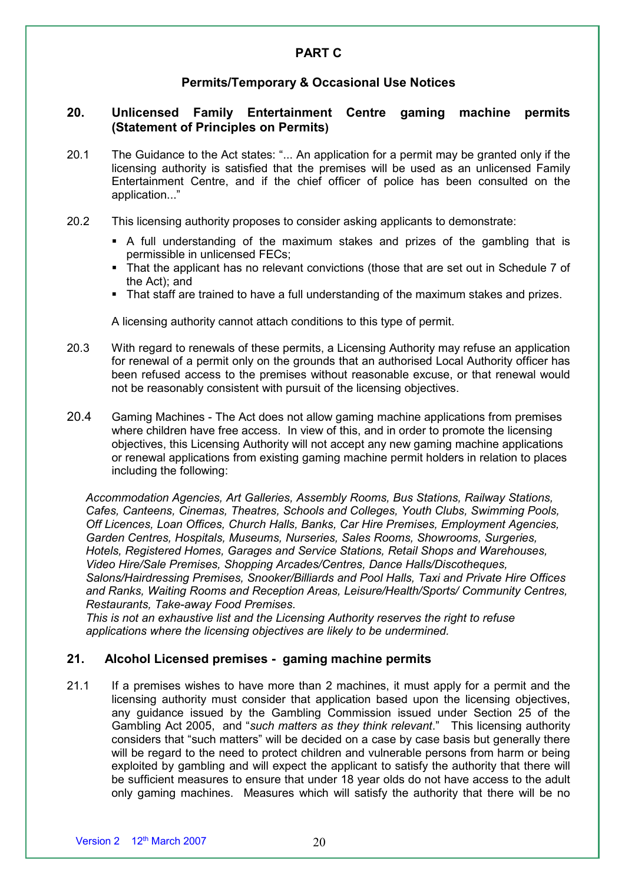## PART C

### Permits/Temporary & Occasional Use Notices

### 20. Unlicensed Family Entertainment Centre gaming machine permits (Statement of Principles on Permits)

20.1 The Guidance to the Act states: "... An application for a permit may be granted only if the licensing authority is satisfied that the premises will be used as an unlicensed Family Entertainment Centre, and if the chief officer of police has been consulted on the application..."

20.2 This licensing authority proposes to consider asking applicants to demonstrate:

- A full understanding of the maximum stakes and prizes of the gambling that is permissible in unlicensed FECs;
- That the applicant has no relevant convictions (those that are set out in Schedule 7 of the Act); and
- That staff are trained to have a full understanding of the maximum stakes and prizes.

A licensing authority cannot attach conditions to this type of permit.

20.3 With regard to renewals of these permits, a Licensing Authority may refuse an application for renewal of a permit only on the grounds that an authorised Local Authority officer has been refused access to the premises without reasonable excuse, or that renewal would not be reasonably consistent with pursuit of the licensing objectives.

20.4 Gaming Machines - The Act does not allow gaming machine applications from premises where children have free access. In view of this, and in order to promote the licensing objectives, this Licensing Authority will not accept any new gaming machine applications or renewal applications from existing gaming machine permit holders in relation to places including the following:

*Accommodation Agencies, Art Galleries, Assembly Rooms, Bus Stations, Railway Stations, Cafes, Canteens, Cinemas, Theatres, Schools and Colleges, Youth Clubs, Swimming Pools, Off Licences, Loan Offices, Church Halls, Banks, Car Hire Premises, Employment Agencies, Garden Centres, Hospitals, Museums, Nurseries, Sales Rooms, Showrooms, Surgeries, Hotels, Registered Homes, Garages and Service Stations, Retail Shops and Warehouses, Video Hire/Sale Premises, Shopping Arcades/Centres, Dance Halls/Discotheques, Salons/Hairdressing Premises, Snooker/Billiards and Pool Halls, Taxi and Private Hire Offices and Ranks, Waiting Rooms and Reception Areas, Leisure/Health/Sports/ Community Centres, Restaurants, Take-away Food Premises.*
*This is not an exhaustive list and the Licensing Authority reserves the right to refuse applications where the licensing objectives are likely to be undermined.*

### 21. Alcohol Licensed premises - gaming machine permits

21.1 If a premises wishes to have more than 2 machines, it must apply for a permit and the licensing authority must consider that application based upon the licensing objectives, any guidance issued by the Gambling Commission issued under Section 25 of the Gambling Act 2005, and "*such matters as they think relevant*." This licensing authority considers that "such matters" will be decided on a case by case basis but generally there will be regard to the need to protect children and vulnerable persons from harm or being exploited by gambling and will expect the applicant to satisfy the authority that there will be sufficient measures to ensure that under 18 year olds do not have access to the adult only gaming machines. Measures which will satisfy the authority that there will be no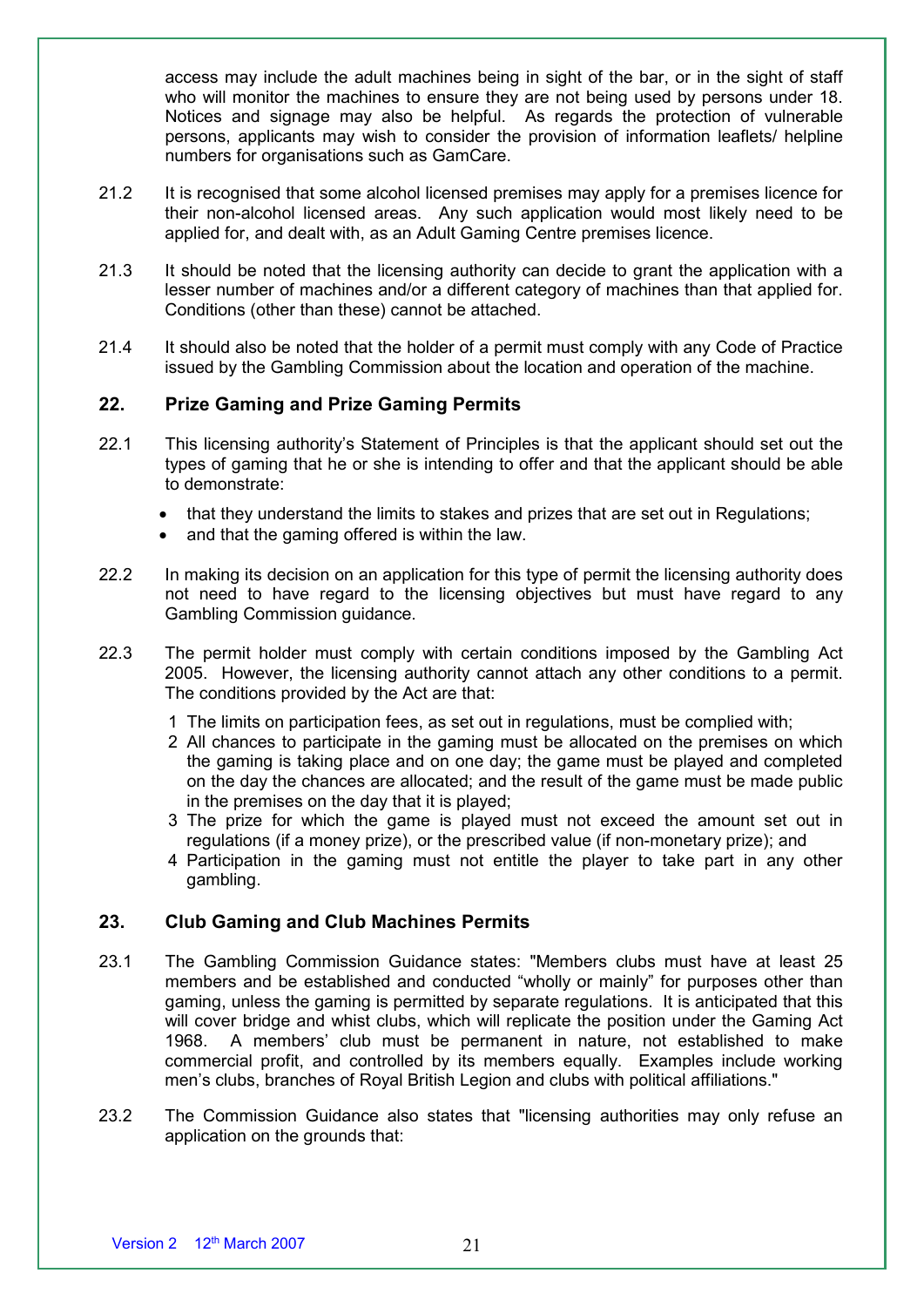access may include the adult machines being in sight of the bar, or in the sight of staff who will monitor the machines to ensure they are not being used by persons under 18. Notices and signage may also be helpful. As regards the protection of vulnerable persons, applicants may wish to consider the provision of information leaflets/ helpline numbers for organisations such as GamCare.

21.2 It is recognised that some alcohol licensed premises may apply for a premises licence for their non-alcohol licensed areas. Any such application would most likely need to be applied for, and dealt with, as an Adult Gaming Centre premises licence.

21.3 It should be noted that the licensing authority can decide to grant the application with a lesser number of machines and/or a different category of machines than that applied for. Conditions (other than these) cannot be attached.

21.4 It should also be noted that the holder of a permit must comply with any Code of Practice issued by the Gambling Commission about the location and operation of the machine.

## 22. Prize Gaming and Prize Gaming Permits

22.1 This licensing authority's Statement of Principles is that the applicant should set out the types of gaming that he or she is intending to offer and that the applicant should be able to demonstrate:

- that they understand the limits to stakes and prizes that are set out in Regulations;
- and that the gaming offered is within the law.

22.2 In making its decision on an application for this type of permit the licensing authority does not need to have regard to the licensing objectives but must have regard to any Gambling Commission guidance.

22.3 The permit holder must comply with certain conditions imposed by the Gambling Act 2005. However, the licensing authority cannot attach any other conditions to a permit. The conditions provided by the Act are that:

1. The limits on participation fees, as set out in regulations, must be complied with;
2. All chances to participate in the gaming must be allocated on the premises on which the gaming is taking place and on one day; the game must be played and completed on the day the chances are allocated; and the result of the game must be made public in the premises on the day that it is played;
3. The prize for which the game is played must not exceed the amount set out in regulations (if a money prize), or the prescribed value (if non-monetary prize); and
4. Participation in the gaming must not entitle the player to take part in any other gambling.

## 23. Club Gaming and Club Machines Permits

23.1 The Gambling Commission Guidance states: "Members clubs must have at least 25 members and be established and conducted "wholly or mainly" for purposes other than gaming, unless the gaming is permitted by separate regulations. It is anticipated that this will cover bridge and whist clubs, which will replicate the position under the Gaming Act 1968. A members' club must be permanent in nature, not established to make commercial profit, and controlled by its members equally. Examples include working men's clubs, branches of Royal British Legion and clubs with political affiliations."

23.2 The Commission Guidance also states that "licensing authorities may only refuse an application on the grounds that: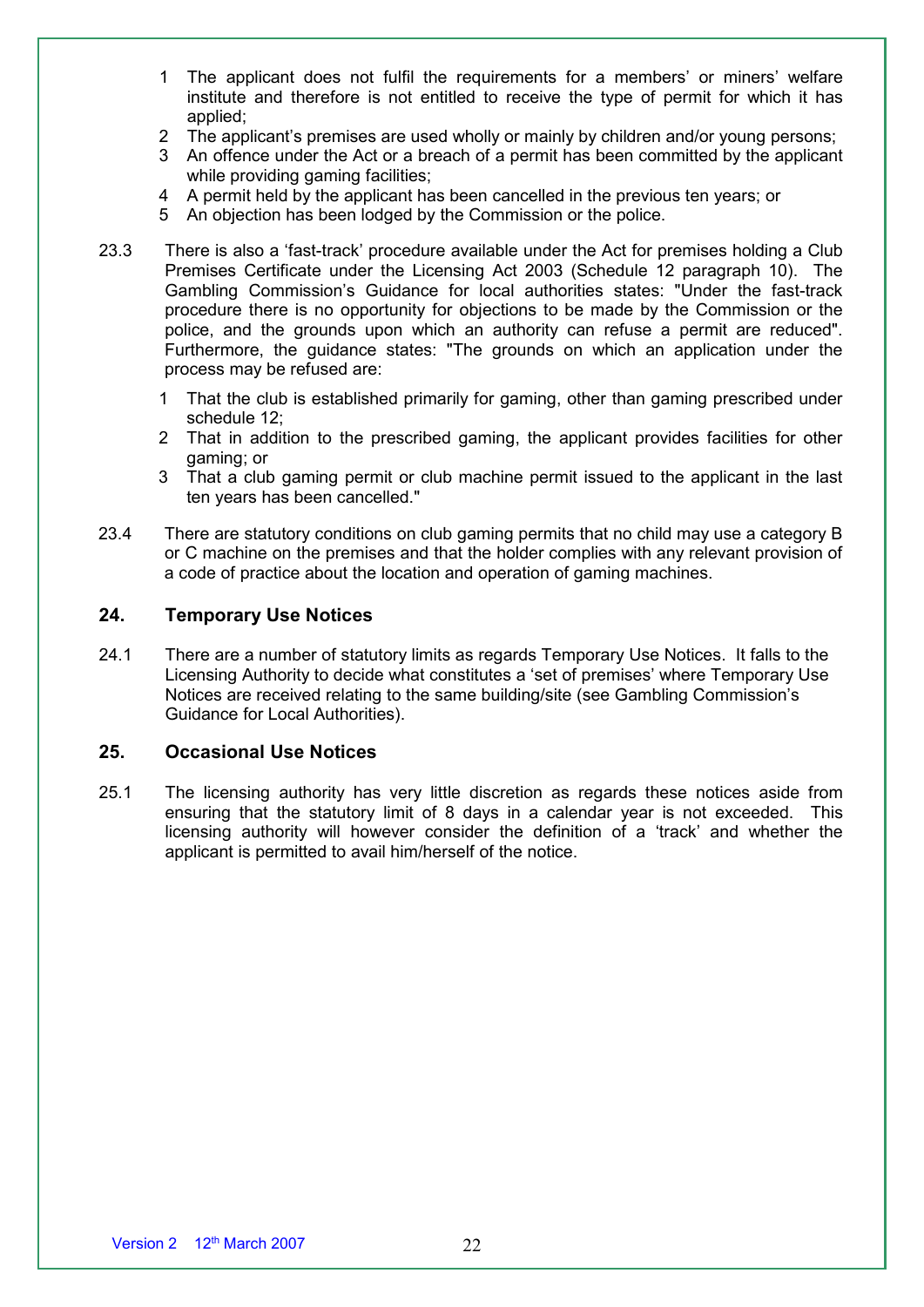1. The applicant does not fulfil the requirements for a members' or miners' welfare institute and therefore is not entitled to receive the type of permit for which it has applied;
2. The applicant's premises are used wholly or mainly by children and/or young persons;
3. An offence under the Act or a breach of a permit has been committed by the applicant while providing gaming facilities;
4. A permit held by the applicant has been cancelled in the previous ten years; or
5. An objection has been lodged by the Commission or the police.

23.3 There is also a 'fast-track' procedure available under the Act for premises holding a Club Premises Certificate under the Licensing Act 2003 (Schedule 12 paragraph 10). The Gambling Commission's Guidance for local authorities states: "Under the fast-track procedure there is no opportunity for objections to be made by the Commission or the police, and the grounds upon which an authority can refuse a permit are reduced". Furthermore, the guidance states: "The grounds on which an application under the process may be refused are:

1. That the club is established primarily for gaming, other than gaming prescribed under schedule 12;
2. That in addition to the prescribed gaming, the applicant provides facilities for other gaming; or
3. That a club gaming permit or club machine permit issued to the applicant in the last ten years has been cancelled."

23.4 There are statutory conditions on club gaming permits that no child may use a category B or C machine on the premises and that the holder complies with any relevant provision of a code of practice about the location and operation of gaming machines.

## 24. Temporary Use Notices

24.1 There are a number of statutory limits as regards Temporary Use Notices. It falls to the Licensing Authority to decide what constitutes a 'set of premises' where Temporary Use Notices are received relating to the same building/site (see Gambling Commission's Guidance for Local Authorities).

## 25. Occasional Use Notices

25.1 The licensing authority has very little discretion as regards these notices aside from ensuring that the statutory limit of 8 days in a calendar year is not exceeded. This licensing authority will however consider the definition of a 'track' and whether the applicant is permitted to avail him/herself of the notice.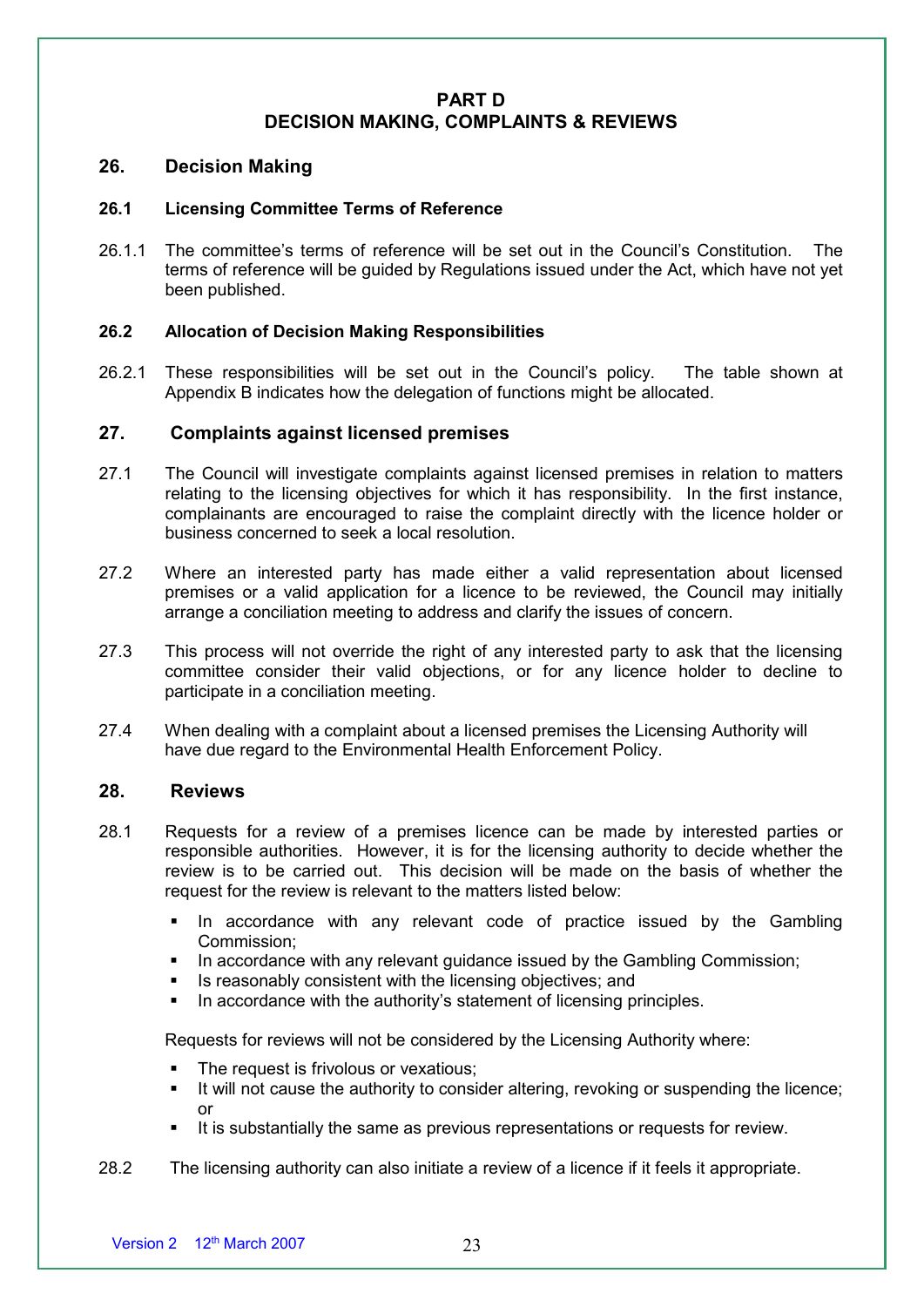# PART D
# DECISION MAKING, COMPLAINTS & REVIEWS

## 26. Decision Making

### 26.1 Licensing Committee Terms of Reference

26.1.1 The committee's terms of reference will be set out in the Council's Constitution. The terms of reference will be guided by Regulations issued under the Act, which have not yet been published.

### 26.2 Allocation of Decision Making Responsibilities

26.2.1 These responsibilities will be set out in the Council's policy. The table shown at Appendix B indicates how the delegation of functions might be allocated.

## 27. Complaints against licensed premises

27.1 The Council will investigate complaints against licensed premises in relation to matters relating to the licensing objectives for which it has responsibility. In the first instance, complainants are encouraged to raise the complaint directly with the licence holder or business concerned to seek a local resolution.

27.2 Where an interested party has made either a valid representation about licensed premises or a valid application for a licence to be reviewed, the Council may initially arrange a conciliation meeting to address and clarify the issues of concern.

27.3 This process will not override the right of any interested party to ask that the licensing committee consider their valid objections, or for any licence holder to decline to participate in a conciliation meeting.

27.4 When dealing with a complaint about a licensed premises the Licensing Authority will have due regard to the Environmental Health Enforcement Policy.

## 28. Reviews

28.1 Requests for a review of a premises licence can be made by interested parties or responsible authorities. However, it is for the licensing authority to decide whether the review is to be carried out. This decision will be made on the basis of whether the request for the review is relevant to the matters listed below:

- In accordance with any relevant code of practice issued by the Gambling Commission;
- In accordance with any relevant guidance issued by the Gambling Commission;
- Is reasonably consistent with the licensing objectives; and
- In accordance with the authority's statement of licensing principles.

Requests for reviews will not be considered by the Licensing Authority where:

- The request is frivolous or vexatious;
- It will not cause the authority to consider altering, revoking or suspending the licence; or
- It is substantially the same as previous representations or requests for review.

28.2 The licensing authority can also initiate a review of a licence if it feels it appropriate.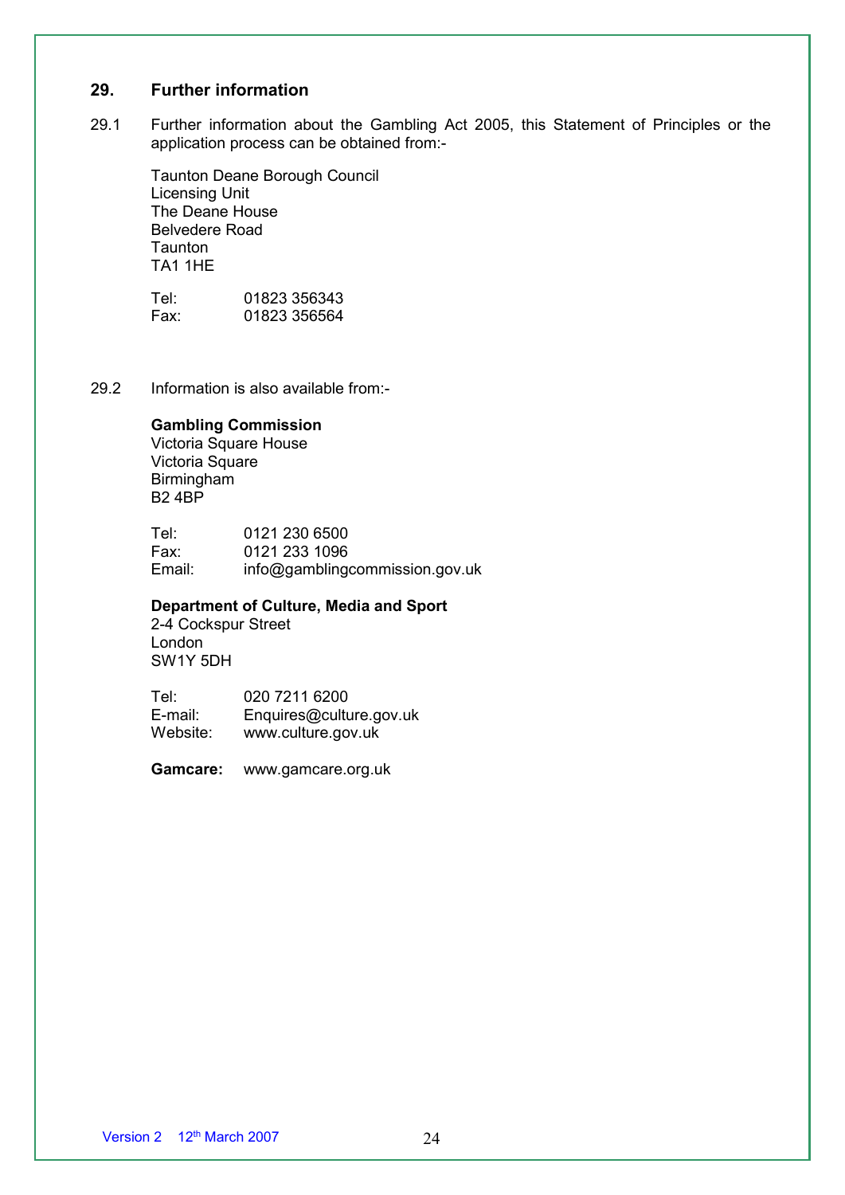## 29. Further information

29.1 Further information about the Gambling Act 2005, this Statement of Principles or the application process can be obtained from:-

Taunton Deane Borough Council
Licensing Unit
The Deane House
Belvedere Road
Taunton
TA1 1HE

Tel: 01823 356343
Fax: 01823 356564

29.2 Information is also available from:-

**Gambling Commission**
Victoria Square House
Victoria Square
Birmingham
B2 4BP

Tel: 0121 230 6500
Fax: 0121 233 1096
Email: info@gamblingcommission.gov.uk

**Department of Culture, Media and Sport**
2-4 Cockspur Street
London
SW1Y 5DH

Tel: 020 7211 6200
E-mail: Enquires@culture.gov.uk
Website: www.culture.gov.uk

**Gamcare:** www.gamcare.org.uk

Version 2 12th March 2007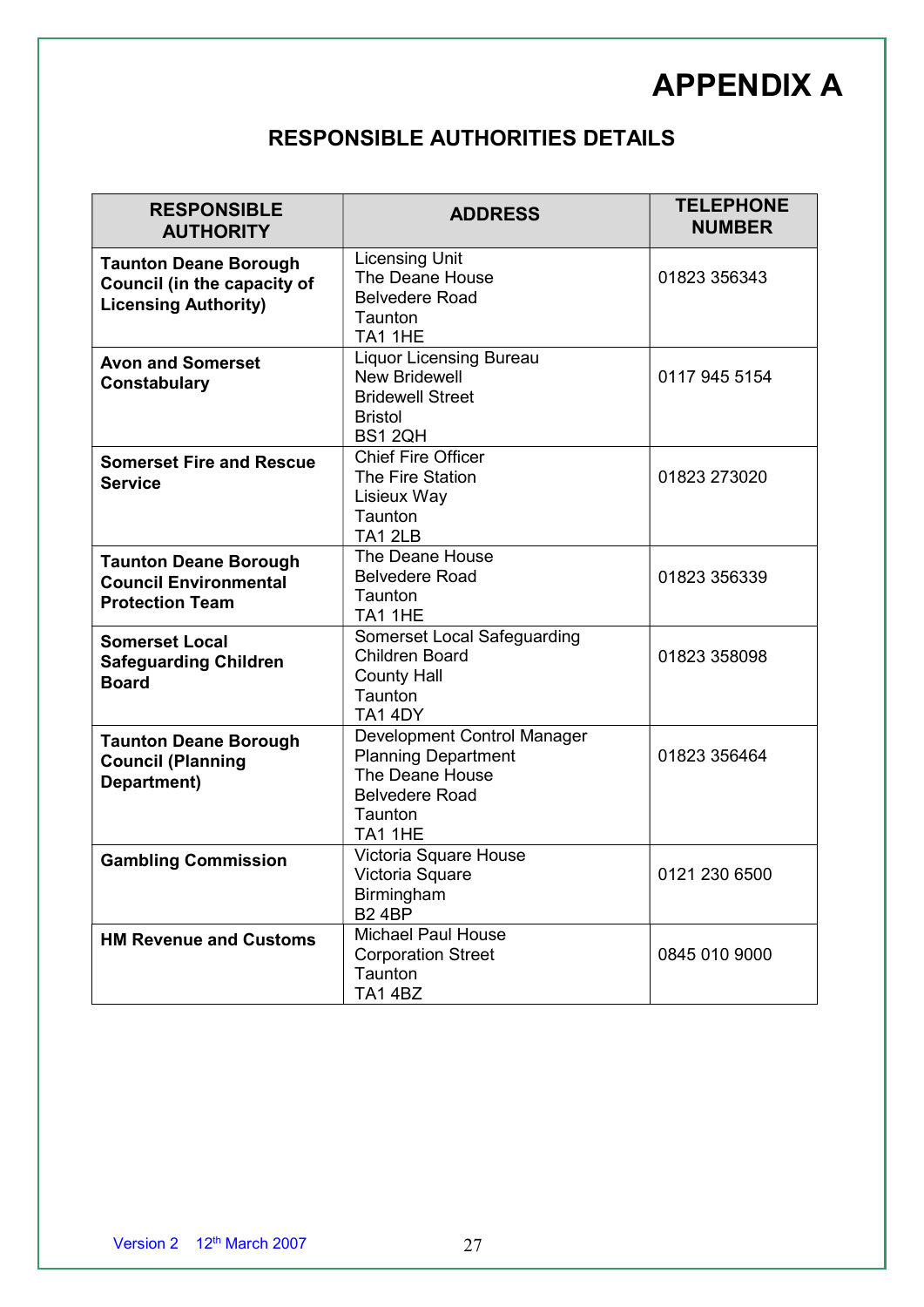# APPENDIX A

## RESPONSIBLE AUTHORITIES DETAILS

| RESPONSIBLE AUTHORITY | ADDRESS | TELEPHONE NUMBER |
|---|---|---|
| **Taunton Deane Borough Council (in the capacity of Licensing Authority)** | Licensing Unit<br>The Deane House<br>Belvedere Road<br>Taunton<br>TA1 1HE | 01823 356343 |
| **Avon and Somerset Constabulary** | Liquor Licensing Bureau<br>New Bridewell<br>Bridewell Street<br>Bristol<br>BS1 2QH | 0117 945 5154 |
| **Somerset Fire and Rescue Service** | Chief Fire Officer<br>The Fire Station<br>Lisieux Way<br>Taunton<br>TA1 2LB | 01823 273020 |
| **Taunton Deane Borough Council Environmental Protection Team** | The Deane House<br>Belvedere Road<br>Taunton<br>TA1 1HE | 01823 356339 |
| **Somerset Local Safeguarding Children Board** | Somerset Local Safeguarding Children Board<br>County Hall<br>Taunton<br>TA1 4DY | 01823 358098 |
| **Taunton Deane Borough Council (Planning Department)** | Development Control Manager<br>Planning Department<br>The Deane House<br>Belvedere Road<br>Taunton<br>TA1 1HE | 01823 356464 |
| **Gambling Commission** | Victoria Square House<br>Victoria Square<br>Birmingham<br>B2 4BP | 0121 230 6500 |
| **HM Revenue and Customs** | Michael Paul House<br>Corporation Street<br>Taunton<br>TA1 4BZ | 0845 010 9000 |

Version 2 12th March 2007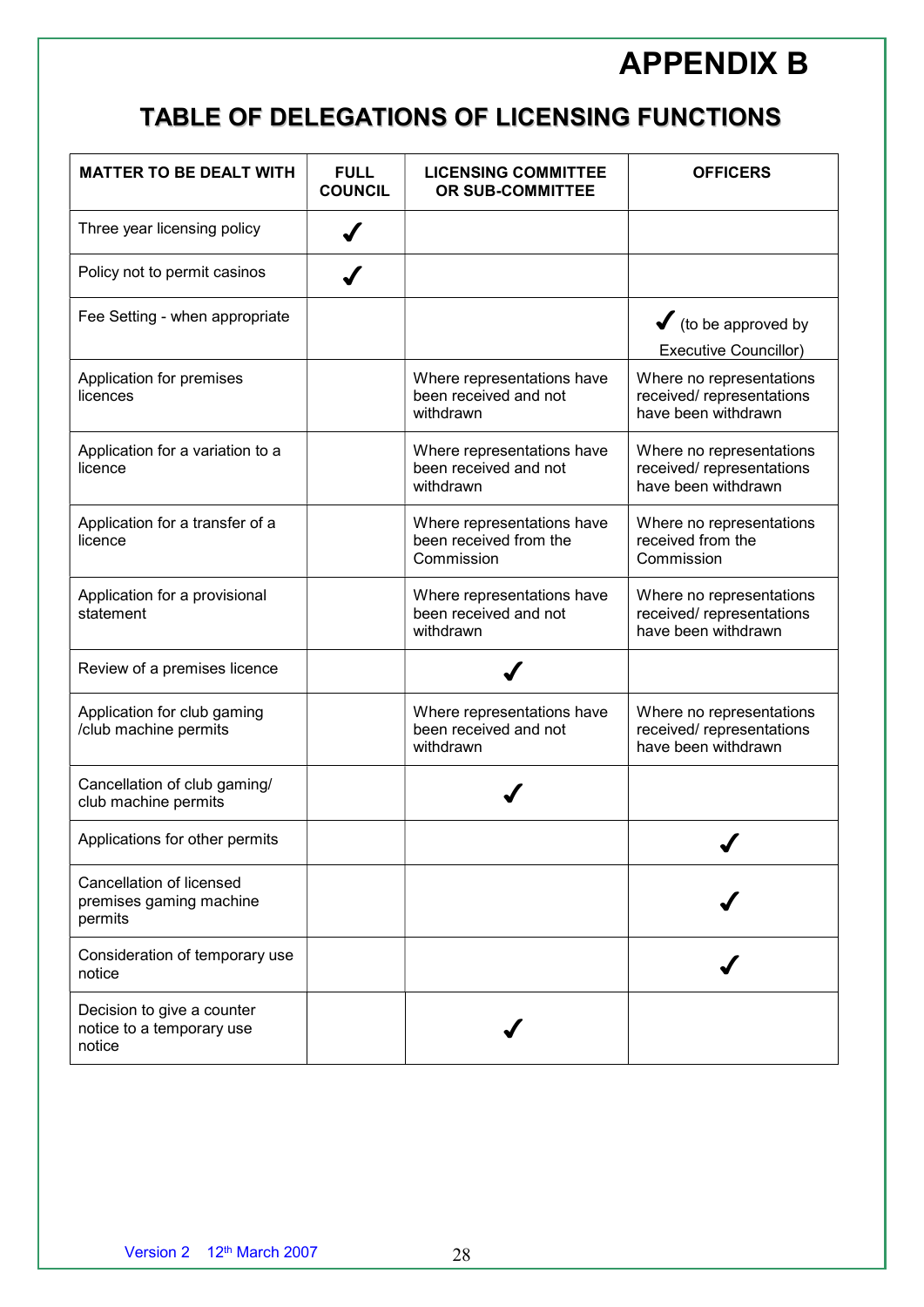# APPENDIX B

## TABLE OF DELEGATIONS OF LICENSING FUNCTIONS

| MATTER TO BE DEALT WITH | FULL COUNCIL | LICENSING COMMITTEE OR SUB-COMMITTEE | OFFICERS |
|---|---|---|---|
| Three year licensing policy | ✓ | | |
| Policy not to permit casinos | ✓ | | |
| Fee Setting - when appropriate | | | ✓ (to be approved by Executive Councillor) |
| Application for premises licences | | Where representations have been received and not withdrawn | Where no representations received/ representations have been withdrawn |
| Application for a variation to a licence | | Where representations have been received and not withdrawn | Where no representations received/ representations have been withdrawn |
| Application for a transfer of a licence | | Where representations have been received from the Commission | Where no representations received from the Commission |
| Application for a provisional statement | | Where representations have been received and not withdrawn | Where no representations received/ representations have been withdrawn |
| Review of a premises licence | | ✓ | |
| Application for club gaming /club machine permits | | Where representations have been received and not withdrawn | Where no representations received/ representations have been withdrawn |
| Cancellation of club gaming/ club machine permits | | ✓ | |
| Applications for other permits | | | ✓ |
| Cancellation of licensed premises gaming machine permits | | | ✓ |
| Consideration of temporary use notice | | | ✓ |
| Decision to give a counter notice to a temporary use notice | | ✓ | |

Version 2 12th March 2007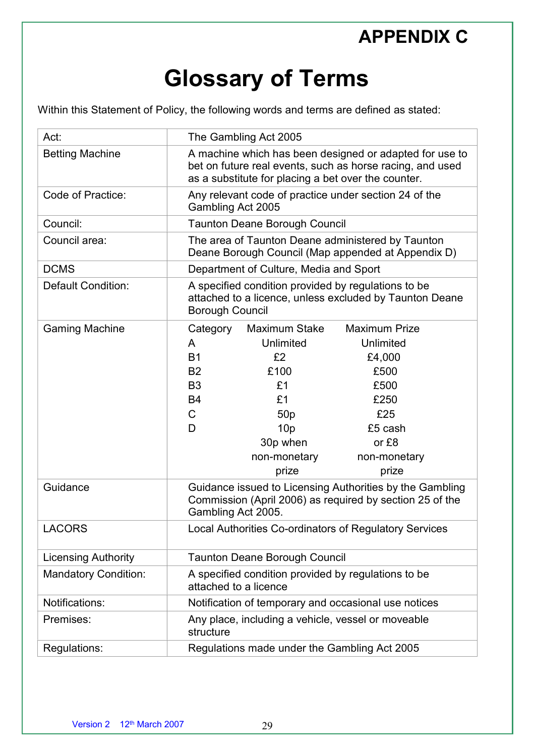# APPENDIX C

# Glossary of Terms

Within this Statement of Policy, the following words and terms are defined as stated:

| Term | Definition |
|---|---|
| Act: | The Gambling Act 2005 |
| Betting Machine | A machine which has been designed or adapted for use to bet on future real events, such as horse racing, and used as a substitute for placing a bet over the counter. |
| Code of Practice: | Any relevant code of practice under section 24 of the Gambling Act 2005 |
| Council: | Taunton Deane Borough Council |
| Council area: | The area of Taunton Deane administered by Taunton Deane Borough Council (Map appended at Appendix D) |
| DCMS | Department of Culture, Media and Sport |
| Default Condition: | A specified condition provided by regulations to be attached to a licence, unless excluded by Taunton Deane Borough Council |
| Gaming Machine | Category / Maximum Stake / Maximum Prize:<br>A – Unlimited – Unlimited<br>B1 – £2 – £4,000<br>B2 – £100 – £500<br>B3 – £1 – £500<br>B4 – £1 – £250<br>C – 50p – £25<br>D – 10p, 30p when non-monetary prize – £5 cash or £8 non-monetary prize |
| Guidance | Guidance issued to Licensing Authorities by the Gambling Commission (April 2006) as required by section 25 of the Gambling Act 2005. |
| LACORS | Local Authorities Co-ordinators of Regulatory Services |
| Licensing Authority | Taunton Deane Borough Council |
| Mandatory Condition: | A specified condition provided by regulations to be attached to a licence |
| Notifications: | Notification of temporary and occasional use notices |
| Premises: | Any place, including a vehicle, vessel or moveable structure |
| Regulations: | Regulations made under the Gambling Act 2005 |

Version 2 12th March 2007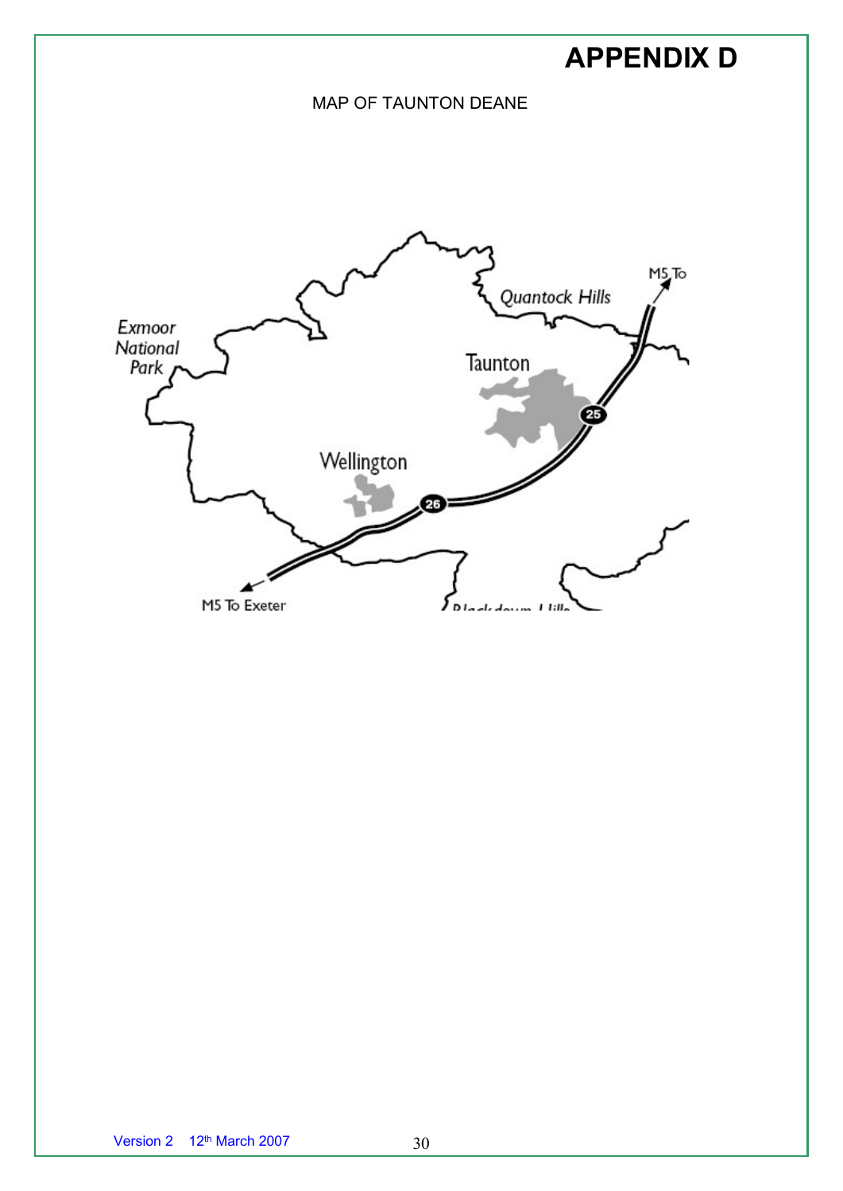# APPENDIX D

MAP OF TAUNTON DEANE

Exmoor National Park

Quantock Hills

M5 To

Taunton

25

Wellington

26

M5 To Exeter

Blackdown Hills